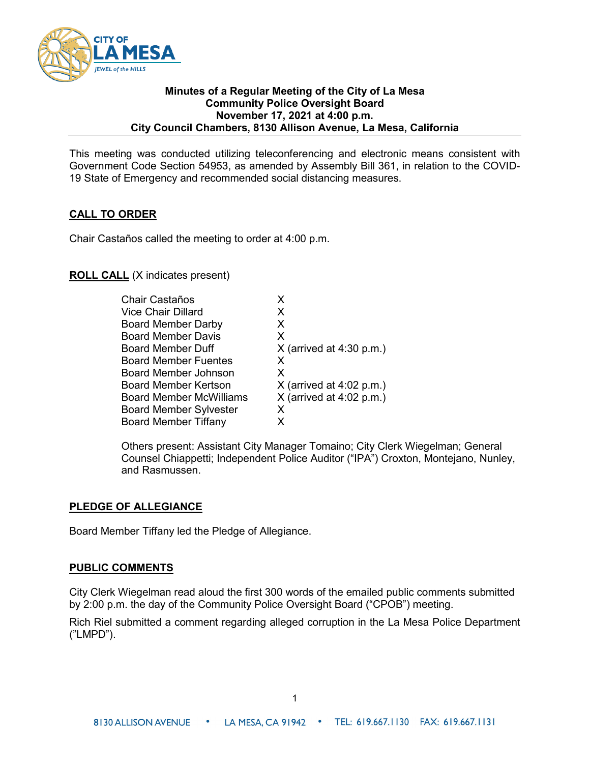**Minutes of a Regular Meeting of the City of La Mesa**
**Community Police Oversight Board**
**November 17, 2021 at 4:00 p.m.**
**City Council Chambers, 8130 Allison Avenue, La Mesa, California**

---

This meeting was conducted utilizing teleconferencing and electronic means consistent with Government Code Section 54953, as amended by Assembly Bill 361, in relation to the COVID-19 State of Emergency and recommended social distancing measures.

## CALL TO ORDER

Chair Castaños called the meeting to order at 4:00 p.m.

## ROLL CALL (X indicates present)

| | |
|---|---|
| Chair Castaños | X |
| Vice Chair Dillard | X |
| Board Member Darby | X |
| Board Member Davis | X |
| Board Member Duff | X (arrived at 4:30 p.m.) |
| Board Member Fuentes | X |
| Board Member Johnson | X |
| Board Member Kertson | X (arrived at 4:02 p.m.) |
| Board Member McWilliams | X (arrived at 4:02 p.m.) |
| Board Member Sylvester | X |
| Board Member Tiffany | X |

Others present: Assistant City Manager Tomaino; City Clerk Wiegelman; General Counsel Chiappetti; Independent Police Auditor ("IPA") Croxton, Montejano, Nunley, and Rasmussen.

## PLEDGE OF ALLEGIANCE

Board Member Tiffany led the Pledge of Allegiance.

## PUBLIC COMMENTS

City Clerk Wiegelman read aloud the first 300 words of the emailed public comments submitted by 2:00 p.m. the day of the Community Police Oversight Board ("CPOB") meeting.

Rich Riel submitted a comment regarding alleged corruption in the La Mesa Police Department ("LMPD").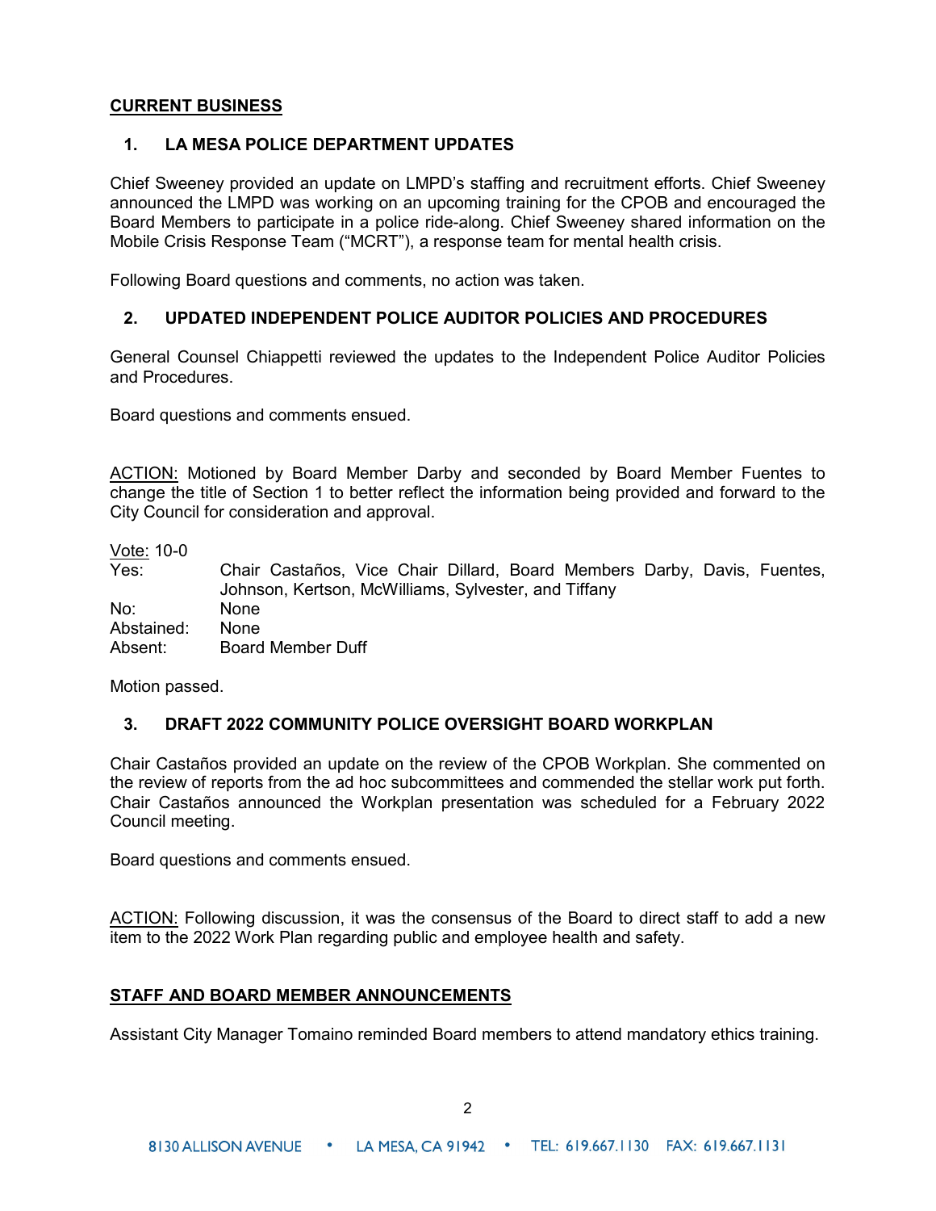## CURRENT BUSINESS

### 1. LA MESA POLICE DEPARTMENT UPDATES

Chief Sweeney provided an update on LMPD's staffing and recruitment efforts. Chief Sweeney announced the LMPD was working on an upcoming training for the CPOB and encouraged the Board Members to participate in a police ride-along. Chief Sweeney shared information on the Mobile Crisis Response Team ("MCRT"), a response team for mental health crisis.

Following Board questions and comments, no action was taken.

### 2. UPDATED INDEPENDENT POLICE AUDITOR POLICIES AND PROCEDURES

General Counsel Chiappetti reviewed the updates to the Independent Police Auditor Policies and Procedures.

Board questions and comments ensued.

ACTION: Motioned by Board Member Darby and seconded by Board Member Fuentes to change the title of Section 1 to better reflect the information being provided and forward to the City Council for consideration and approval.

| Vote: 10-0 | |
|---|---|
| Yes: | Chair Castaños, Vice Chair Dillard, Board Members Darby, Davis, Fuentes, Johnson, Kertson, McWilliams, Sylvester, and Tiffany |
| No: | None |
| Abstained: | None |
| Absent: | Board Member Duff |

Motion passed.

### 3. DRAFT 2022 COMMUNITY POLICE OVERSIGHT BOARD WORKPLAN

Chair Castaños provided an update on the review of the CPOB Workplan. She commented on the review of reports from the ad hoc subcommittees and commended the stellar work put forth. Chair Castaños announced the Workplan presentation was scheduled for a February 2022 Council meeting.

Board questions and comments ensued.

ACTION: Following discussion, it was the consensus of the Board to direct staff to add a new item to the 2022 Work Plan regarding public and employee health and safety.

## STAFF AND BOARD MEMBER ANNOUNCEMENTS

Assistant City Manager Tomaino reminded Board members to attend mandatory ethics training.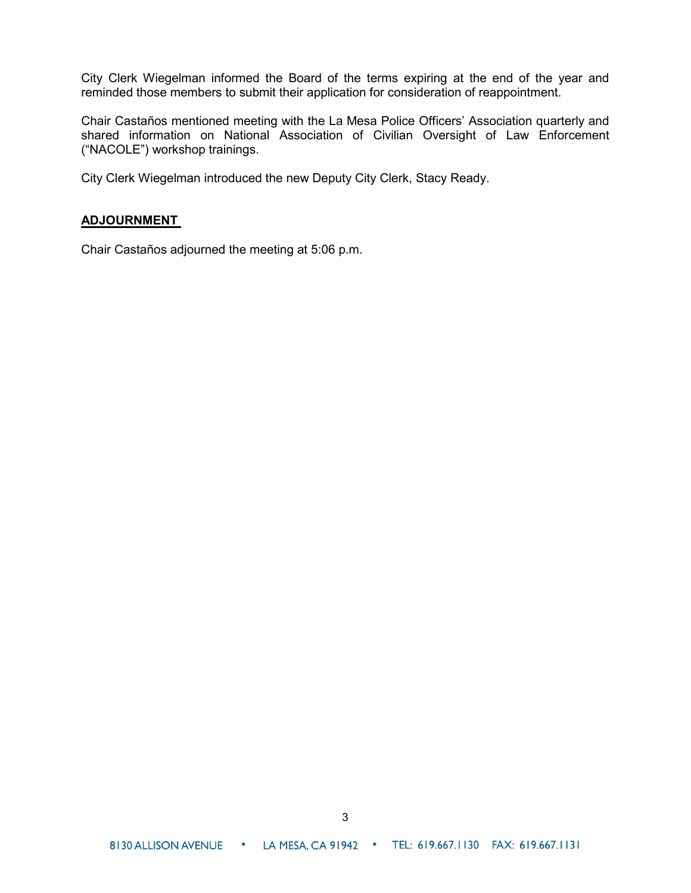City Clerk Wiegelman informed the Board of the terms expiring at the end of the year and reminded those members to submit their application for consideration of reappointment.

Chair Castaños mentioned meeting with the La Mesa Police Officers' Association quarterly and shared information on National Association of Civilian Oversight of Law Enforcement ("NACOLE") workshop trainings.

City Clerk Wiegelman introduced the new Deputy City Clerk, Stacy Ready.

## ADJOURNMENT

Chair Castaños adjourned the meeting at 5:06 p.m.